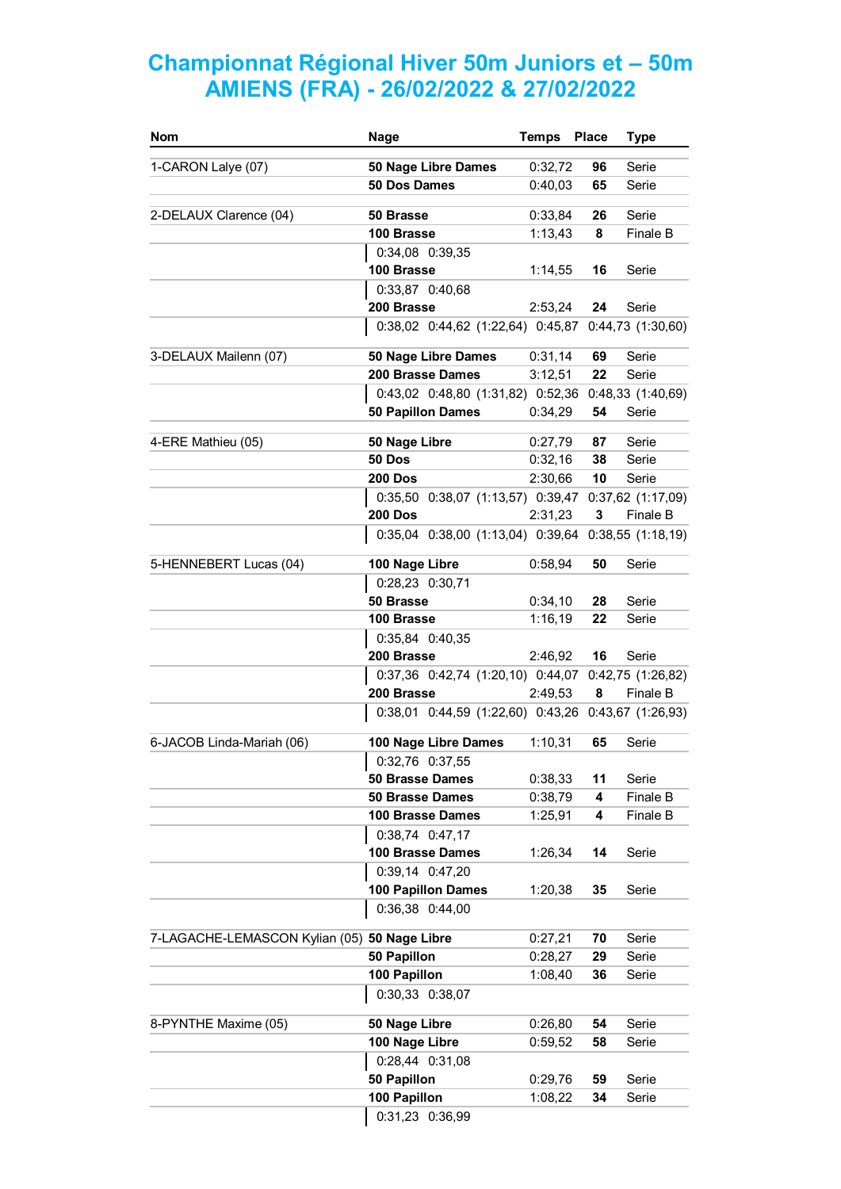# Championnat Régional Hiver 50m Juniors et – 50m AMIENS (FRA) - 26/02/2022 & 27/02/2022

| Nom | Nage | Temps | Place | Type |
|---|---|---|---|---|
| 1-CARON Lalye (07) | **50 Nage Libre Dames** | 0:32,72 | **96** | Serie |
| | **50 Dos Dames** | 0:40,03 | **65** | Serie |
| 2-DELAUX Clarence (04) | **50 Brasse** | 0:33,84 | **26** | Serie |
| | **100 Brasse** | 1:13,43 | **8** | Finale B |
| | 0:34,08 0:39,35 | | | |
| | **100 Brasse** | 1:14,55 | **16** | Serie |
| | 0:33,87 0:40,68 | | | |
| | **200 Brasse** | 2:53,24 | **24** | Serie |
| | 0:38,02 0:44,62 (1:22,64) 0:45,87 0:44,73 (1:30,60) | | | |
| 3-DELAUX Mailenn (07) | **50 Nage Libre Dames** | 0:31,14 | **69** | Serie |
| | **200 Brasse Dames** | 3:12,51 | **22** | Serie |
| | 0:43,02 0:48,80 (1:31,82) 0:52,36 0:48,33 (1:40,69) | | | |
| | **50 Papillon Dames** | 0:34,29 | **54** | Serie |
| 4-ERE Mathieu (05) | **50 Nage Libre** | 0:27,79 | **87** | Serie |
| | **50 Dos** | 0:32,16 | **38** | Serie |
| | **200 Dos** | 2:30,66 | **10** | Serie |
| | 0:35,50 0:38,07 (1:13,57) 0:39,47 0:37,62 (1:17,09) | | | |
| | **200 Dos** | 2:31,23 | **3** | Finale B |
| | 0:35,04 0:38,00 (1:13,04) 0:39,64 0:38,55 (1:18,19) | | | |
| 5-HENNEBERT Lucas (04) | **100 Nage Libre** | 0:58,94 | **50** | Serie |
| | 0:28,23 0:30,71 | | | |
| | **50 Brasse** | 0:34,10 | **28** | Serie |
| | **100 Brasse** | 1:16,19 | **22** | Serie |
| | 0:35,84 0:40,35 | | | |
| | **200 Brasse** | 2:46,92 | **16** | Serie |
| | 0:37,36 0:42,74 (1:20,10) 0:44,07 0:42,75 (1:26,82) | | | |
| | **200 Brasse** | 2:49,53 | **8** | Finale B |
| | 0:38,01 0:44,59 (1:22,60) 0:43,26 0:43,67 (1:26,93) | | | |
| 6-JACOB Linda-Mariah (06) | **100 Nage Libre Dames** | 1:10,31 | **65** | Serie |
| | 0:32,76 0:37,55 | | | |
| | **50 Brasse Dames** | 0:38,33 | **11** | Serie |
| | **50 Brasse Dames** | 0:38,79 | **4** | Finale B |
| | **100 Brasse Dames** | 1:25,91 | **4** | Finale B |
| | 0:38,74 0:47,17 | | | |
| | **100 Brasse Dames** | 1:26,34 | **14** | Serie |
| | 0:39,14 0:47,20 | | | |
| | **100 Papillon Dames** | 1:20,38 | **35** | Serie |
| | 0:36,38 0:44,00 | | | |
| 7-LAGACHE-LEMASCON Kylian (05) | **50 Nage Libre** | 0:27,21 | **70** | Serie |
| | **50 Papillon** | 0:28,27 | **29** | Serie |
| | **100 Papillon** | 1:08,40 | **36** | Serie |
| | 0:30,33 0:38,07 | | | |
| 8-PYNTHE Maxime (05) | **50 Nage Libre** | 0:26,80 | **54** | Serie |
| | **100 Nage Libre** | 0:59,52 | **58** | Serie |
| | 0:28,44 0:31,08 | | | |
| | **50 Papillon** | 0:29,76 | **59** | Serie |
| | **100 Papillon** | 1:08,22 | **34** | Serie |
| | 0:31,23 0:36,99 | | | |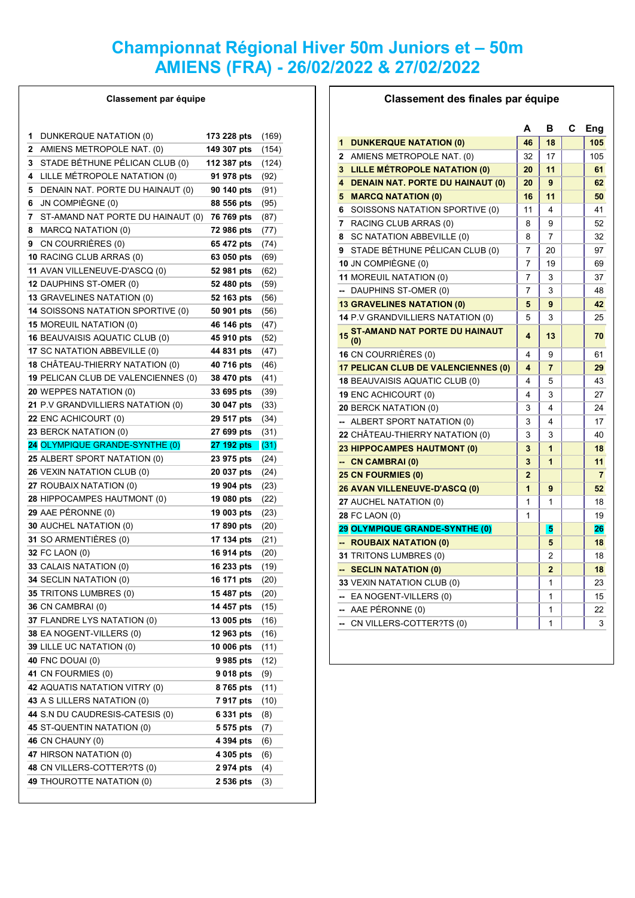# Championnat Régional Hiver 50m Juniors et – 50m
# AMIENS (FRA) - 26/02/2022 & 27/02/2022

## Classement par équipe

| | | | |
|---|---|---|---|
| 1 | DUNKERQUE NATATION (0) | 173 228 pts | (169) |
| 2 | AMIENS METROPOLE NAT. (0) | 149 307 pts | (154) |
| 3 | STADE BÉTHUNE PÉLICAN CLUB (0) | 112 387 pts | (124) |
| 4 | LILLE MÉTROPOLE NATATION (0) | 91 978 pts | (92) |
| 5 | DENAIN NAT. PORTE DU HAINAUT (0) | 90 140 pts | (91) |
| 6 | JN COMPIÈGNE (0) | 88 556 pts | (95) |
| 7 | ST-AMAND NAT PORTE DU HAINAUT (0) | 76 769 pts | (87) |
| 8 | MARCQ NATATION (0) | 72 986 pts | (77) |
| 9 | CN COURRIÈRES (0) | 65 472 pts | (74) |
| 10 | RACING CLUB ARRAS (0) | 63 050 pts | (69) |
| 11 | AVAN VILLENEUVE-D'ASCQ (0) | 52 981 pts | (62) |
| 12 | DAUPHINS ST-OMER (0) | 52 480 pts | (59) |
| 13 | GRAVELINES NATATION (0) | 52 163 pts | (56) |
| 14 | SOISSONS NATATION SPORTIVE (0) | 50 901 pts | (56) |
| 15 | MOREUIL NATATION (0) | 46 146 pts | (47) |
| 16 | BEAUVAISIS AQUATIC CLUB (0) | 45 910 pts | (52) |
| 17 | SC NATATION ABBEVILLE (0) | 44 831 pts | (47) |
| 18 | CHÂTEAU-THIERRY NATATION (0) | 40 716 pts | (46) |
| 19 | PELICAN CLUB DE VALENCIENNES (0) | 38 470 pts | (41) |
| 20 | WEPPES NATATION (0) | 33 695 pts | (39) |
| 21 | P.V GRANDVILLIERS NATATION (0) | 30 047 pts | (33) |
| 22 | ENC ACHICOURT (0) | 29 517 pts | (34) |
| 23 | BERCK NATATION (0) | 27 699 pts | (31) |
| 24 | OLYMPIQUE GRANDE-SYNTHE (0) | 27 192 pts | (31) |
| 25 | ALBERT SPORT NATATION (0) | 23 975 pts | (24) |
| 26 | VEXIN NATATION CLUB (0) | 20 037 pts | (24) |
| 27 | ROUBAIX NATATION (0) | 19 904 pts | (23) |
| 28 | HIPPOCAMPES HAUTMONT (0) | 19 080 pts | (22) |
| 29 | AAE PÉRONNE (0) | 19 003 pts | (23) |
| 30 | AUCHEL NATATION (0) | 17 890 pts | (20) |
| 31 | SO ARMENTIÈRES (0) | 17 134 pts | (21) |
| 32 | FC LAON (0) | 16 914 pts | (20) |
| 33 | CALAIS NATATION (0) | 16 233 pts | (19) |
| 34 | SECLIN NATATION (0) | 16 171 pts | (20) |
| 35 | TRITONS LUMBRES (0) | 15 487 pts | (20) |
| 36 | CN CAMBRAI (0) | 14 457 pts | (15) |
| 37 | FLANDRE LYS NATATION (0) | 13 005 pts | (16) |
| 38 | EA NOGENT-VILLERS (0) | 12 963 pts | (16) |
| 39 | LILLE UC NATATION (0) | 10 006 pts | (11) |
| 40 | FNC DOUAI (0) | 9 985 pts | (12) |
| 41 | CN FOURMIES (0) | 9 018 pts | (9) |
| 42 | AQUATIS NATATION VITRY (0) | 8 765 pts | (11) |
| 43 | A S LILLERS NATATION (0) | 7 917 pts | (10) |
| 44 | S.N DU CAUDRESIS-CATESIS (0) | 6 331 pts | (8) |
| 45 | ST-QUENTIN NATATION (0) | 5 575 pts | (7) |
| 46 | CN CHAUNY (0) | 4 394 pts | (6) |
| 47 | HIRSON NATATION (0) | 4 305 pts | (6) |
| 48 | CN VILLERS-COTTER?TS (0) | 2 974 pts | (4) |
| 49 | THOUROTTE NATATION (0) | 2 536 pts | (3) |

## Classement des finales par équipe

| | | A | B | C | Eng |
|---|---|---|---|---|---|
| 1 | **DUNKERQUE NATATION (0)** | **46** | **18** | | **105** |
| 2 | AMIENS METROPOLE NAT. (0) | 32 | 17 | | 105 |
| 3 | **LILLE MÉTROPOLE NATATION (0)** | **20** | **11** | | **61** |
| 4 | **DENAIN NAT. PORTE DU HAINAUT (0)** | **20** | **9** | | **62** |
| 5 | **MARCQ NATATION (0)** | **16** | **11** | | **50** |
| 6 | SOISSONS NATATION SPORTIVE (0) | 11 | 4 | | 41 |
| 7 | RACING CLUB ARRAS (0) | 8 | 9 | | 52 |
| 8 | SC NATATION ABBEVILLE (0) | 8 | 7 | | 32 |
| 9 | STADE BÉTHUNE PÉLICAN CLUB (0) | 7 | 20 | | 97 |
| 10 | JN COMPIÈGNE (0) | 7 | 19 | | 69 |
| 11 | MOREUIL NATATION (0) | 7 | 3 | | 37 |
| -- | DAUPHINS ST-OMER (0) | 7 | 3 | | 48 |
| 13 | **GRAVELINES NATATION (0)** | **5** | **9** | | **42** |
| 14 | P.V GRANDVILLIERS NATATION (0) | 5 | 3 | | 25 |
| 15 | **ST-AMAND NAT PORTE DU HAINAUT (0)** | **4** | **13** | | **70** |
| 16 | CN COURRIÈRES (0) | 4 | 9 | | 61 |
| 17 | **PELICAN CLUB DE VALENCIENNES (0)** | **4** | **7** | | **29** |
| 18 | BEAUVAISIS AQUATIC CLUB (0) | 4 | 5 | | 43 |
| 19 | ENC ACHICOURT (0) | 4 | 3 | | 27 |
| 20 | BERCK NATATION (0) | 3 | 4 | | 24 |
| -- | ALBERT SPORT NATATION (0) | 3 | 4 | | 17 |
| 22 | CHÂTEAU-THIERRY NATATION (0) | 3 | 3 | | 40 |
| 23 | **HIPPOCAMPES HAUTMONT (0)** | **3** | **1** | | **18** |
| -- | **CN CAMBRAI (0)** | **3** | **1** | | **11** |
| 25 | **CN FOURMIES (0)** | **2** | | | **7** |
| 26 | **AVAN VILLENEUVE-D'ASCQ (0)** | **1** | **9** | | **52** |
| 27 | AUCHEL NATATION (0) | 1 | 1 | | 18 |
| 28 | FC LAON (0) | 1 | | | 19 |
| 29 | **OLYMPIQUE GRANDE-SYNTHE (0)** | | **5** | | **26** |
| -- | **ROUBAIX NATATION (0)** | | **5** | | **18** |
| 31 | TRITONS LUMBRES (0) | | 2 | | 18 |
| -- | **SECLIN NATATION (0)** | | **2** | | **18** |
| 33 | VEXIN NATATION CLUB (0) | | 1 | | 23 |
| -- | EA NOGENT-VILLERS (0) | | 1 | | 15 |
| -- | AAE PÉRONNE (0) | | 1 | | 22 |
| -- | CN VILLERS-COTTER?TS (0) | | 1 | | 3 |